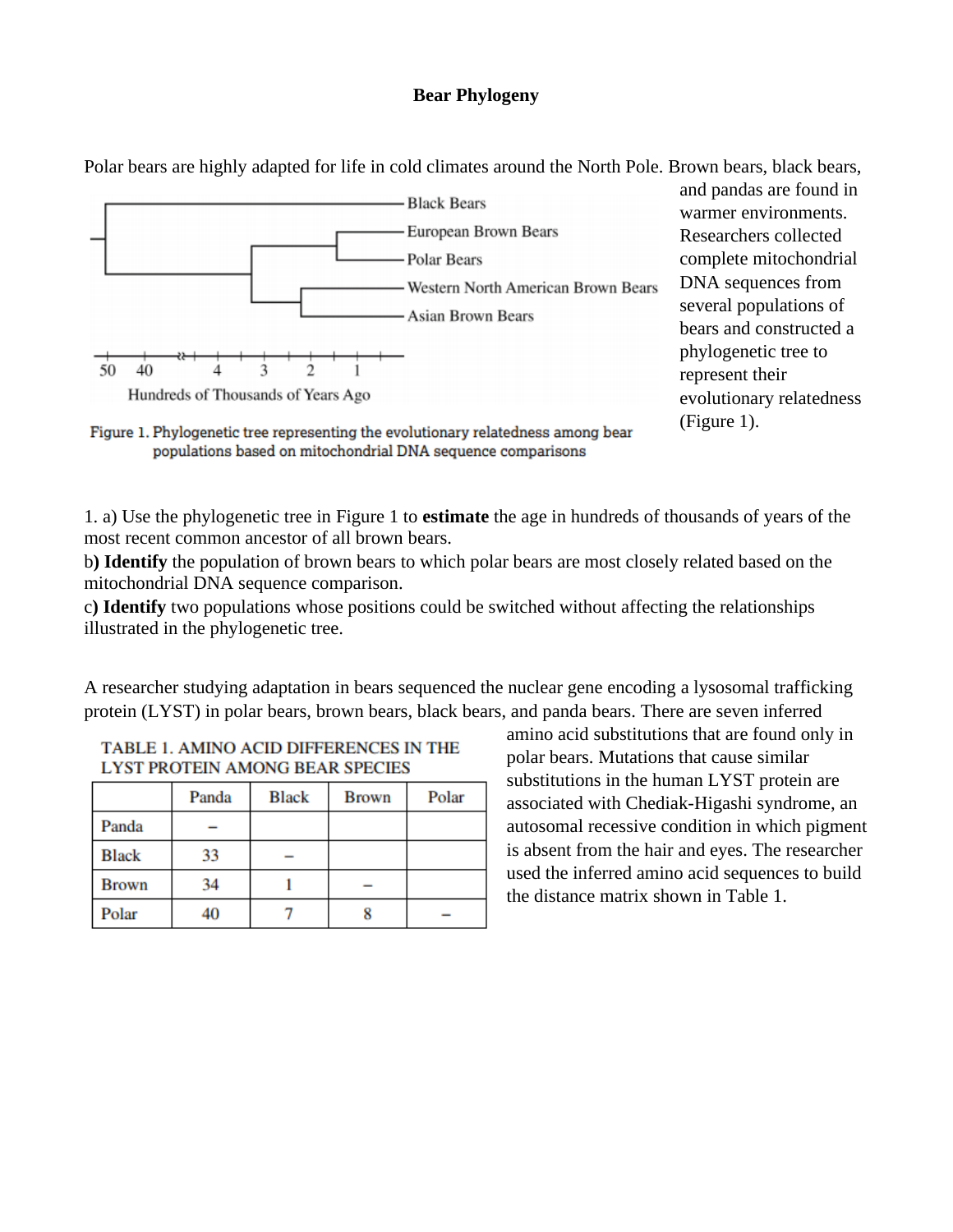# Bear Phylogeny

Polar bears are highly adapted for life in cold climates around the North Pole. Brown bears, black bears, and pandas are found in warmer environments. Researchers collected complete mitochondrial DNA sequences from several populations of bears and constructed a phylogenetic tree to represent their evolutionary relatedness (Figure 1).

Figure 1. Phylogenetic tree representing the evolutionary relatedness among bear populations based on mitochondrial DNA sequence comparisons

1. a) Use the phylogenetic tree in Figure 1 to **estimate** the age in hundreds of thousands of years of the most recent common ancestor of all brown bears.

b**) Identify** the population of brown bears to which polar bears are most closely related based on the mitochondrial DNA sequence comparison.

c**) Identify** two populations whose positions could be switched without affecting the relationships illustrated in the phylogenetic tree.

A researcher studying adaptation in bears sequenced the nuclear gene encoding a lysosomal trafficking protein (LYST) in polar bears, brown bears, black bears, and panda bears. There are seven inferred amino acid substitutions that are found only in polar bears. Mutations that cause similar substitutions in the human LYST protein are associated with Chediak-Higashi syndrome, an autosomal recessive condition in which pigment is absent from the hair and eyes. The researcher used the inferred amino acid sequences to build the distance matrix shown in Table 1.

TABLE 1. AMINO ACID DIFFERENCES IN THE LYST PROTEIN AMONG BEAR SPECIES

| | Panda | Black | Brown | Polar |
|---|---|---|---|---|
| Panda | – | | | |
| Black | 33 | – | | |
| Brown | 34 | 1 | – | |
| Polar | 40 | 7 | 8 | – |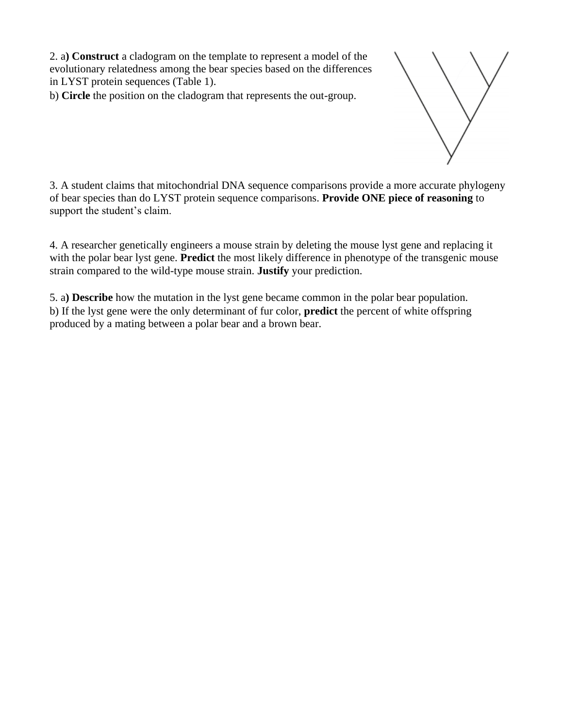2. a**) Construct** a cladogram on the template to represent a model of the evolutionary relatedness among the bear species based on the differences in LYST protein sequences (Table 1).

b) **Circle** the position on the cladogram that represents the out-group.

3. A student claims that mitochondrial DNA sequence comparisons provide a more accurate phylogeny of bear species than do LYST protein sequence comparisons. **Provide ONE piece of reasoning** to support the student's claim.

4. A researcher genetically engineers a mouse strain by deleting the mouse lyst gene and replacing it with the polar bear lyst gene. **Predict** the most likely difference in phenotype of the transgenic mouse strain compared to the wild-type mouse strain. **Justify** your prediction.

5. a**) Describe** how the mutation in the lyst gene became common in the polar bear population.

b) If the lyst gene were the only determinant of fur color, **predict** the percent of white offspring produced by a mating between a polar bear and a brown bear.